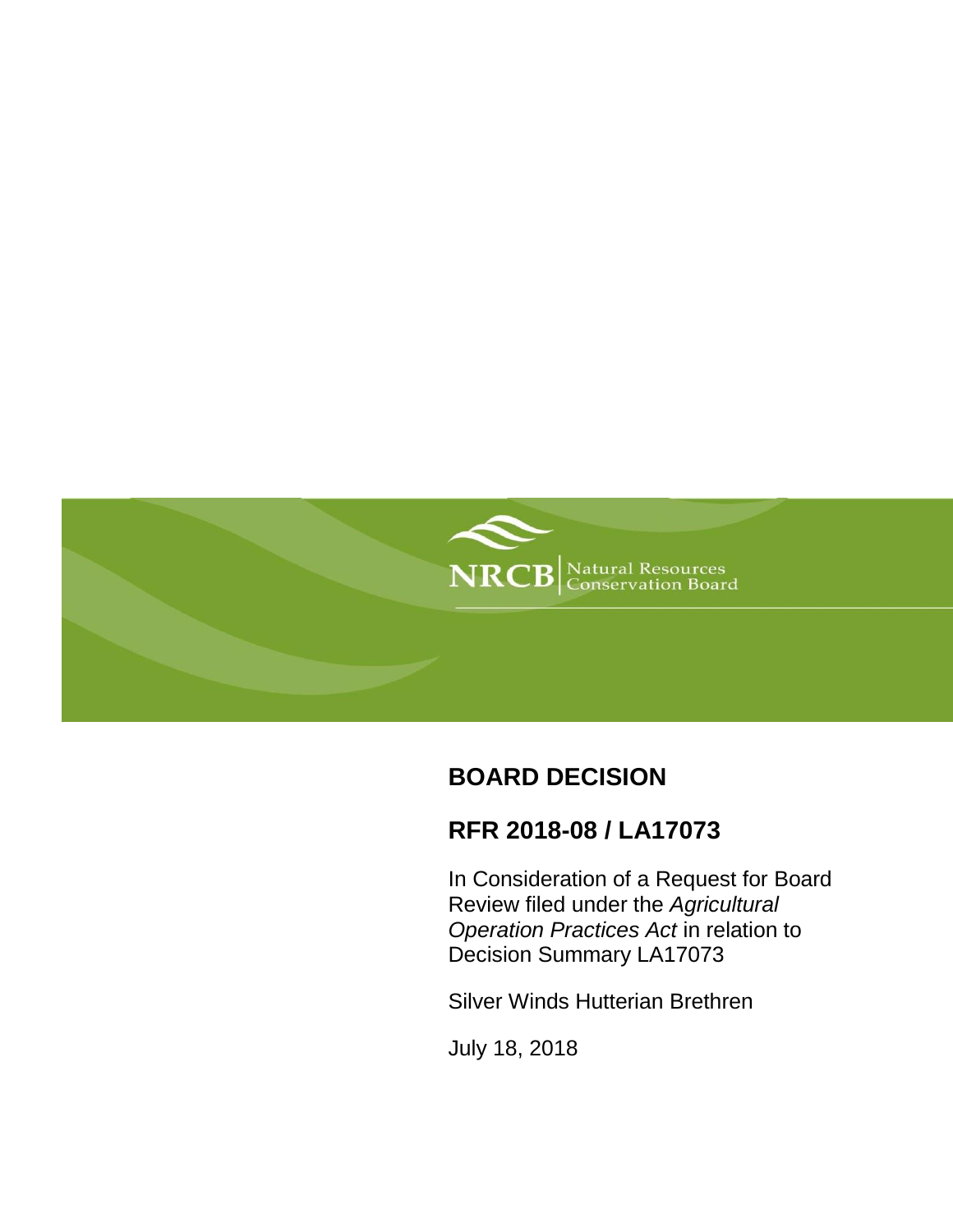NRCB | Natural Resources Conservation Board

# BOARD DECISION

## RFR 2018-08 / LA17073

In Consideration of a Request for Board Review filed under the *Agricultural Operation Practices Act* in relation to Decision Summary LA17073

Silver Winds Hutterian Brethren

July 18, 2018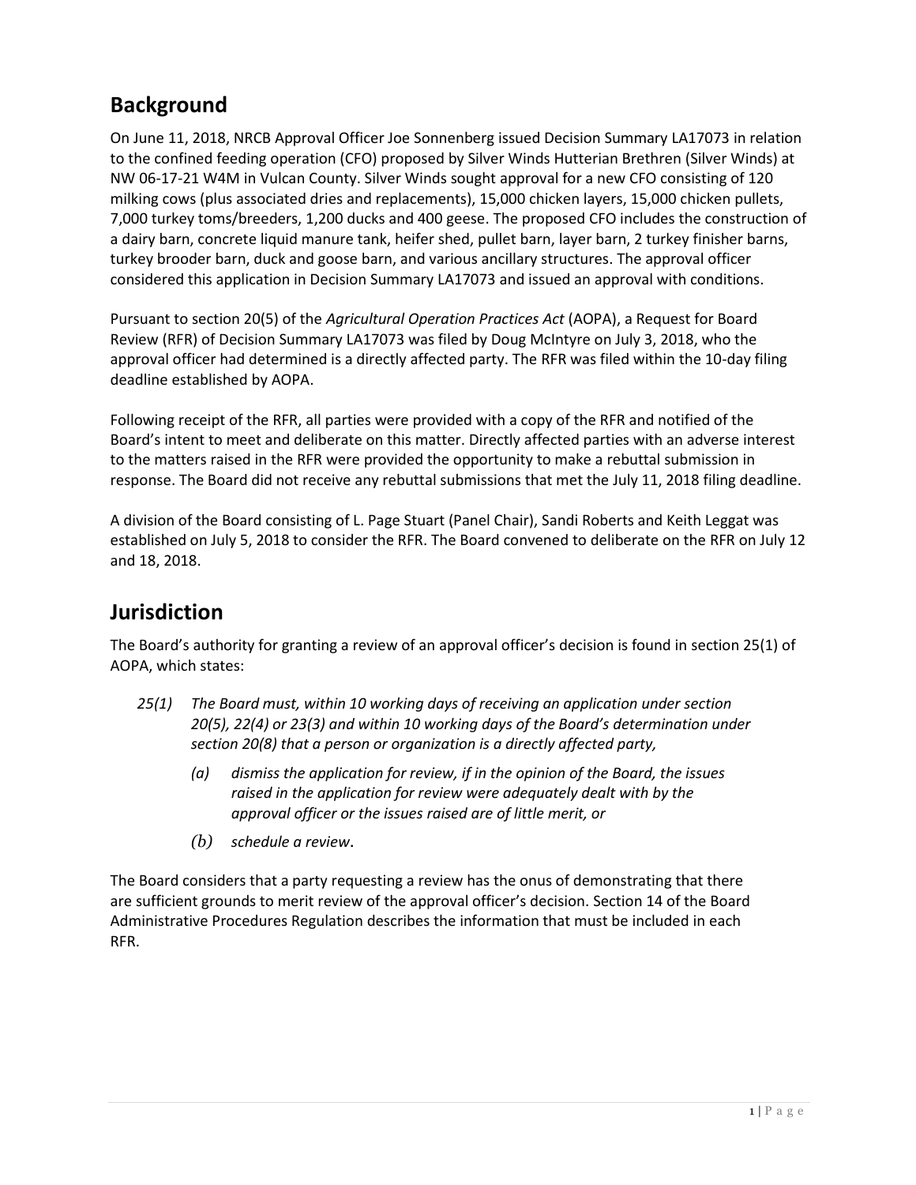## Background

On June 11, 2018, NRCB Approval Officer Joe Sonnenberg issued Decision Summary LA17073 in relation to the confined feeding operation (CFO) proposed by Silver Winds Hutterian Brethren (Silver Winds) at NW 06-17-21 W4M in Vulcan County. Silver Winds sought approval for a new CFO consisting of 120 milking cows (plus associated dries and replacements), 15,000 chicken layers, 15,000 chicken pullets, 7,000 turkey toms/breeders, 1,200 ducks and 400 geese. The proposed CFO includes the construction of a dairy barn, concrete liquid manure tank, heifer shed, pullet barn, layer barn, 2 turkey finisher barns, turkey brooder barn, duck and goose barn, and various ancillary structures. The approval officer considered this application in Decision Summary LA17073 and issued an approval with conditions.

Pursuant to section 20(5) of the *Agricultural Operation Practices Act* (AOPA), a Request for Board Review (RFR) of Decision Summary LA17073 was filed by Doug McIntyre on July 3, 2018, who the approval officer had determined is a directly affected party. The RFR was filed within the 10-day filing deadline established by AOPA.

Following receipt of the RFR, all parties were provided with a copy of the RFR and notified of the Board's intent to meet and deliberate on this matter. Directly affected parties with an adverse interest to the matters raised in the RFR were provided the opportunity to make a rebuttal submission in response. The Board did not receive any rebuttal submissions that met the July 11, 2018 filing deadline.

A division of the Board consisting of L. Page Stuart (Panel Chair), Sandi Roberts and Keith Leggat was established on July 5, 2018 to consider the RFR. The Board convened to deliberate on the RFR on July 12 and 18, 2018.

## Jurisdiction

The Board's authority for granting a review of an approval officer's decision is found in section 25(1) of AOPA, which states:

> *25(1) The Board must, within 10 working days of receiving an application under section 20(5), 22(4) or 23(3) and within 10 working days of the Board's determination under section 20(8) that a person or organization is a directly affected party,*
>
> *(a) dismiss the application for review, if in the opinion of the Board, the issues raised in the application for review were adequately dealt with by the approval officer or the issues raised are of little merit, or*
>
> *(b) schedule a review.*

The Board considers that a party requesting a review has the onus of demonstrating that there are sufficient grounds to merit review of the approval officer's decision. Section 14 of the Board Administrative Procedures Regulation describes the information that must be included in each RFR.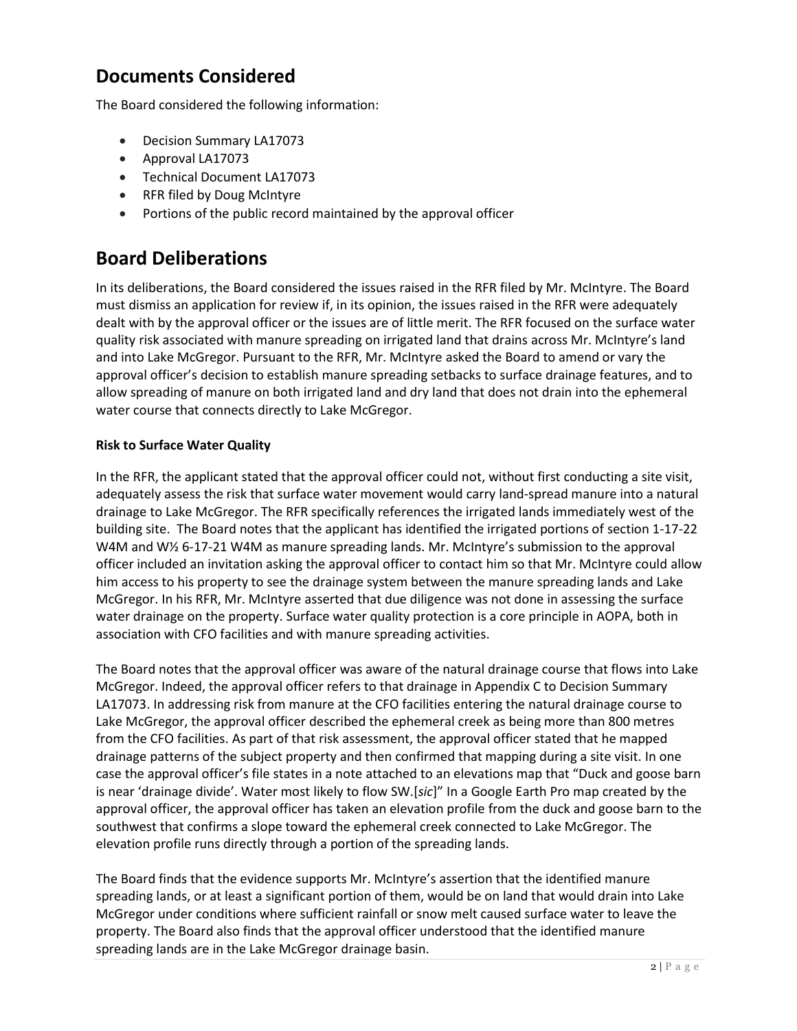## Documents Considered

The Board considered the following information:

- Decision Summary LA17073
- Approval LA17073
- Technical Document LA17073
- RFR filed by Doug McIntyre
- Portions of the public record maintained by the approval officer

## Board Deliberations

In its deliberations, the Board considered the issues raised in the RFR filed by Mr. McIntyre. The Board must dismiss an application for review if, in its opinion, the issues raised in the RFR were adequately dealt with by the approval officer or the issues are of little merit. The RFR focused on the surface water quality risk associated with manure spreading on irrigated land that drains across Mr. McIntyre's land and into Lake McGregor. Pursuant to the RFR, Mr. McIntyre asked the Board to amend or vary the approval officer's decision to establish manure spreading setbacks to surface drainage features, and to allow spreading of manure on both irrigated land and dry land that does not drain into the ephemeral water course that connects directly to Lake McGregor.

**Risk to Surface Water Quality**

In the RFR, the applicant stated that the approval officer could not, without first conducting a site visit, adequately assess the risk that surface water movement would carry land-spread manure into a natural drainage to Lake McGregor. The RFR specifically references the irrigated lands immediately west of the building site. The Board notes that the applicant has identified the irrigated portions of section 1-17-22 W4M and W½ 6-17-21 W4M as manure spreading lands. Mr. McIntyre's submission to the approval officer included an invitation asking the approval officer to contact him so that Mr. McIntyre could allow him access to his property to see the drainage system between the manure spreading lands and Lake McGregor. In his RFR, Mr. McIntyre asserted that due diligence was not done in assessing the surface water drainage on the property. Surface water quality protection is a core principle in AOPA, both in association with CFO facilities and with manure spreading activities.

The Board notes that the approval officer was aware of the natural drainage course that flows into Lake McGregor. Indeed, the approval officer refers to that drainage in Appendix C to Decision Summary LA17073. In addressing risk from manure at the CFO facilities entering the natural drainage course to Lake McGregor, the approval officer described the ephemeral creek as being more than 800 metres from the CFO facilities. As part of that risk assessment, the approval officer stated that he mapped drainage patterns of the subject property and then confirmed that mapping during a site visit. In one case the approval officer's file states in a note attached to an elevations map that "Duck and goose barn is near 'drainage divide'. Water most likely to flow SW.[*sic*]" In a Google Earth Pro map created by the approval officer, the approval officer has taken an elevation profile from the duck and goose barn to the southwest that confirms a slope toward the ephemeral creek connected to Lake McGregor. The elevation profile runs directly through a portion of the spreading lands.

The Board finds that the evidence supports Mr. McIntyre's assertion that the identified manure spreading lands, or at least a significant portion of them, would be on land that would drain into Lake McGregor under conditions where sufficient rainfall or snow melt caused surface water to leave the property. The Board also finds that the approval officer understood that the identified manure spreading lands are in the Lake McGregor drainage basin.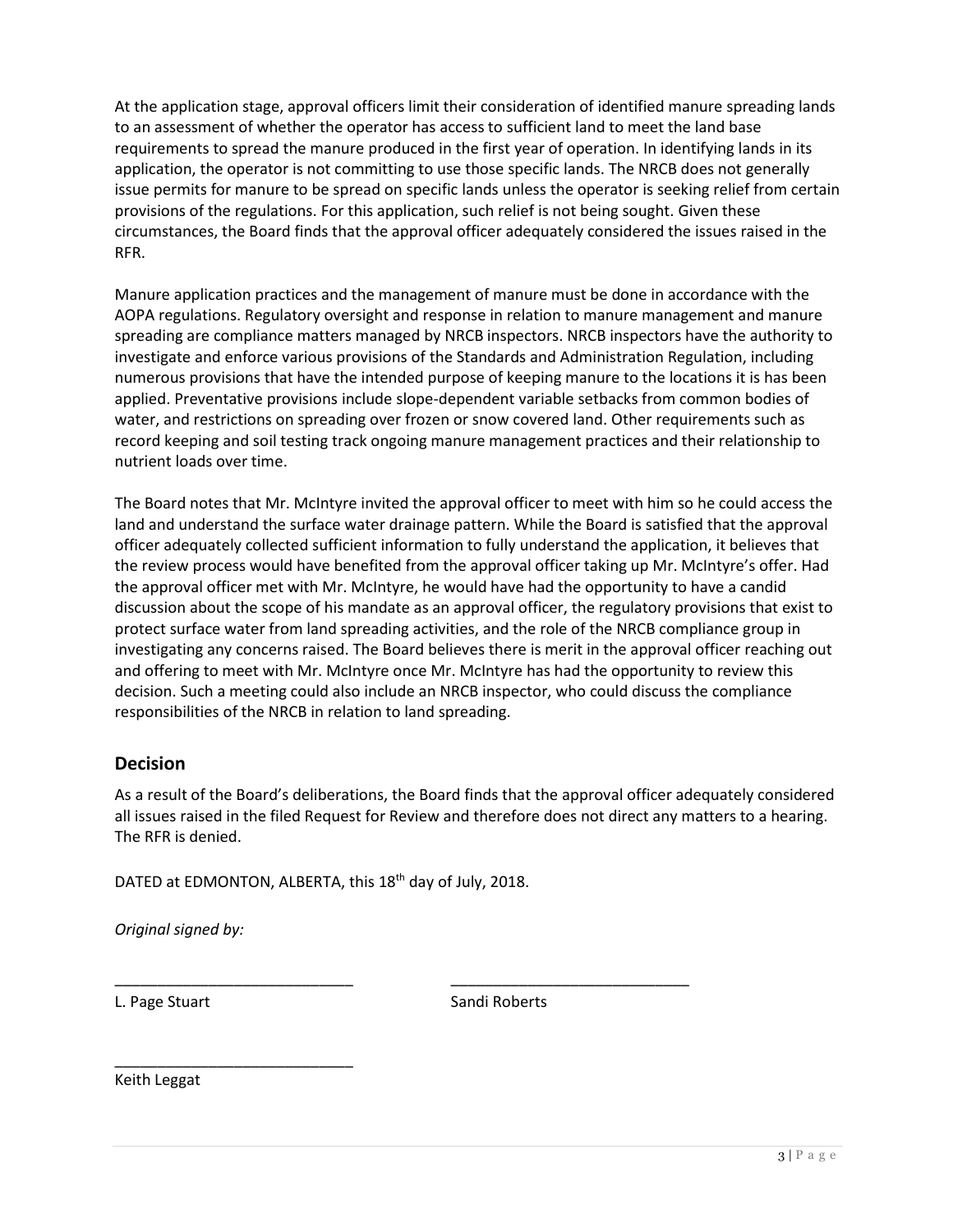At the application stage, approval officers limit their consideration of identified manure spreading lands to an assessment of whether the operator has access to sufficient land to meet the land base requirements to spread the manure produced in the first year of operation. In identifying lands in its application, the operator is not committing to use those specific lands. The NRCB does not generally issue permits for manure to be spread on specific lands unless the operator is seeking relief from certain provisions of the regulations. For this application, such relief is not being sought. Given these circumstances, the Board finds that the approval officer adequately considered the issues raised in the RFR.

Manure application practices and the management of manure must be done in accordance with the AOPA regulations. Regulatory oversight and response in relation to manure management and manure spreading are compliance matters managed by NRCB inspectors. NRCB inspectors have the authority to investigate and enforce various provisions of the Standards and Administration Regulation, including numerous provisions that have the intended purpose of keeping manure to the locations it is has been applied. Preventative provisions include slope-dependent variable setbacks from common bodies of water, and restrictions on spreading over frozen or snow covered land. Other requirements such as record keeping and soil testing track ongoing manure management practices and their relationship to nutrient loads over time.

The Board notes that Mr. McIntyre invited the approval officer to meet with him so he could access the land and understand the surface water drainage pattern. While the Board is satisfied that the approval officer adequately collected sufficient information to fully understand the application, it believes that the review process would have benefited from the approval officer taking up Mr. McIntyre's offer. Had the approval officer met with Mr. McIntyre, he would have had the opportunity to have a candid discussion about the scope of his mandate as an approval officer, the regulatory provisions that exist to protect surface water from land spreading activities, and the role of the NRCB compliance group in investigating any concerns raised. The Board believes there is merit in the approval officer reaching out and offering to meet with Mr. McIntyre once Mr. McIntyre has had the opportunity to review this decision. Such a meeting could also include an NRCB inspector, who could discuss the compliance responsibilities of the NRCB in relation to land spreading.

## Decision

As a result of the Board's deliberations, the Board finds that the approval officer adequately considered all issues raised in the filed Request for Review and therefore does not direct any matters to a hearing. The RFR is denied.

DATED at EDMONTON, ALBERTA, this 18th day of July, 2018.

*Original signed by:*

\_\_\_\_\_\_\_\_\_\_\_\_\_\_\_\_\_\_\_\_\_\_\_\_\_\_\_\_
L. Page Stuart

\_\_\_\_\_\_\_\_\_\_\_\_\_\_\_\_\_\_\_\_\_\_\_\_\_\_\_\_
Sandi Roberts

\_\_\_\_\_\_\_\_\_\_\_\_\_\_\_\_\_\_\_\_\_\_\_\_\_\_\_\_
Keith Leggat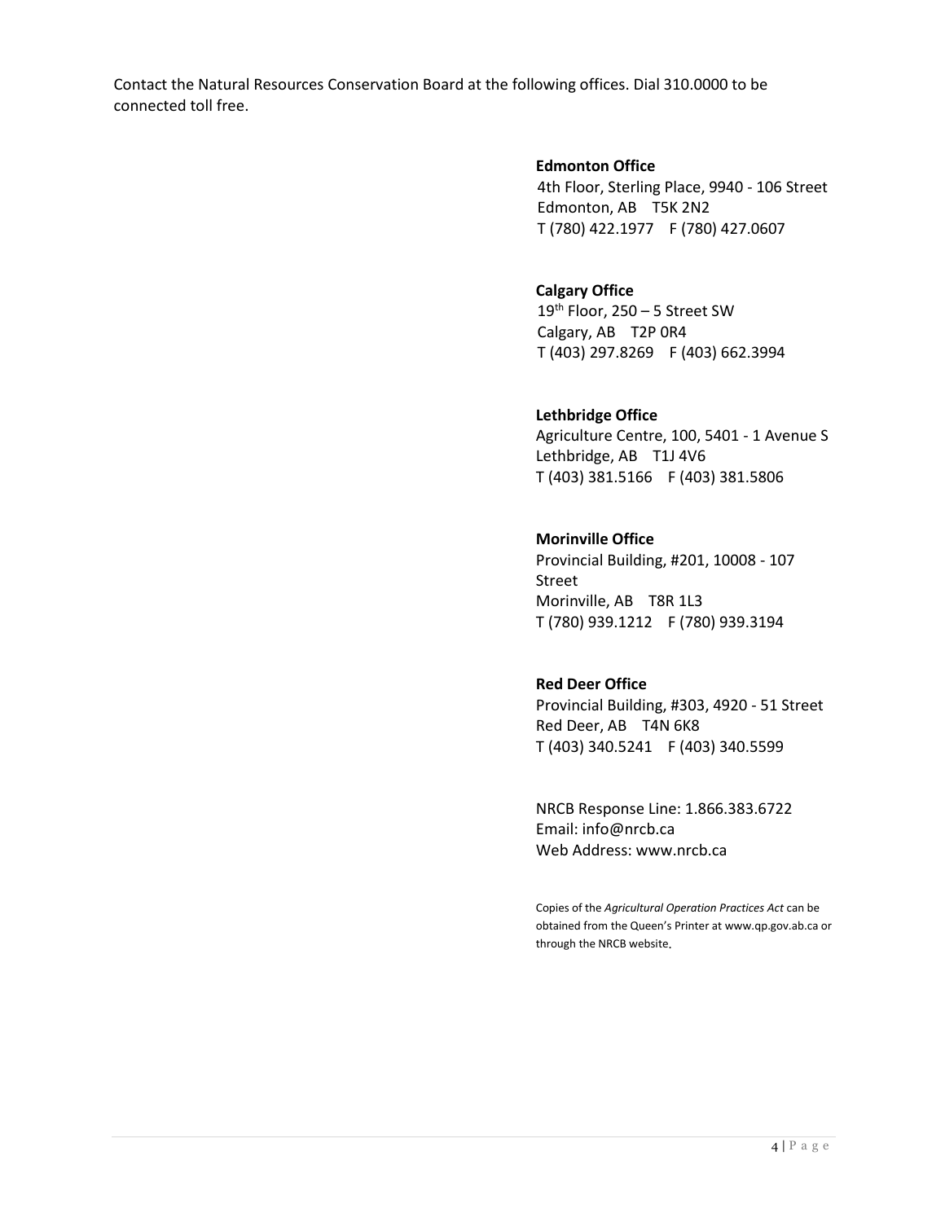Contact the Natural Resources Conservation Board at the following offices. Dial 310.0000 to be connected toll free.

**Edmonton Office**
4th Floor, Sterling Place, 9940 - 106 Street
Edmonton, AB T5K 2N2
T (780) 422.1977 F (780) 427.0607

**Calgary Office**
19th Floor, 250 – 5 Street SW
Calgary, AB T2P 0R4
T (403) 297.8269 F (403) 662.3994

**Lethbridge Office**
Agriculture Centre, 100, 5401 - 1 Avenue S
Lethbridge, AB T1J 4V6
T (403) 381.5166 F (403) 381.5806

**Morinville Office**
Provincial Building, #201, 10008 - 107 Street
Morinville, AB T8R 1L3
T (780) 939.1212 F (780) 939.3194

**Red Deer Office**
Provincial Building, #303, 4920 - 51 Street
Red Deer, AB T4N 6K8
T (403) 340.5241 F (403) 340.5599

NRCB Response Line: 1.866.383.6722
Email: info@nrcb.ca
Web Address: www.nrcb.ca

Copies of the *Agricultural Operation Practices Act* can be obtained from the Queen's Printer at www.qp.gov.ab.ca or through the NRCB website.